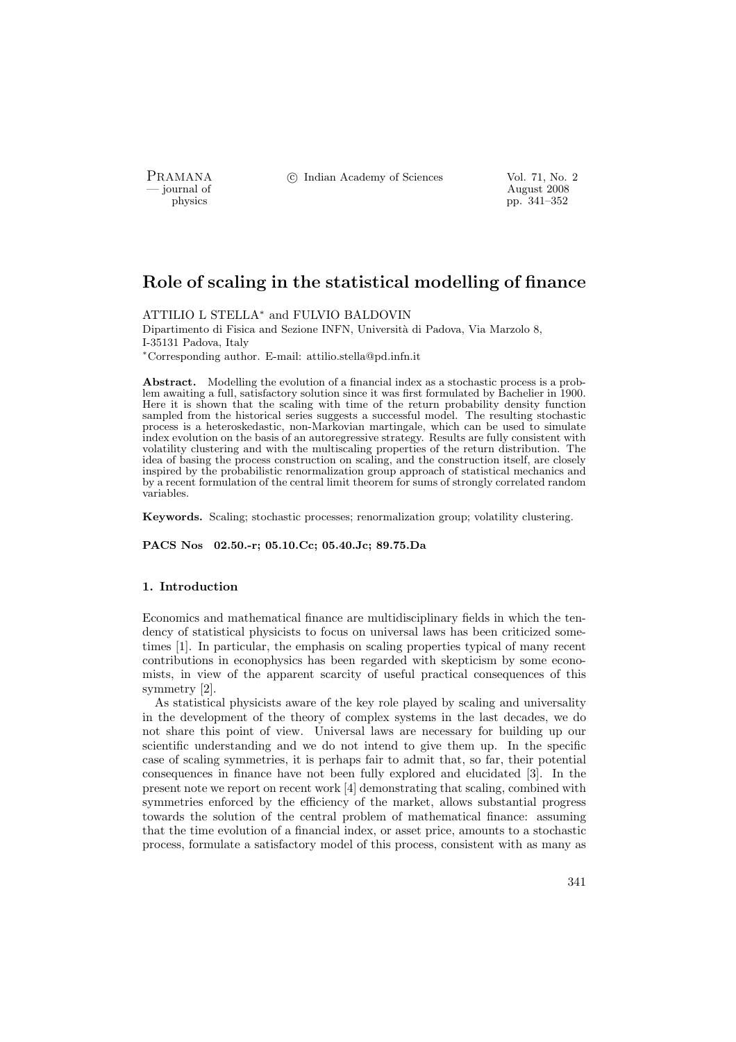# Role of scaling in the statistical modelling of finance

ATTILIO L STELLA* and FULVIO BALDOVIN

Dipartimento di Fisica and Sezione INFN, Università di Padova, Via Marzolo 8, I-35131 Padova, Italy

*Corresponding author. E-mail: attilio.stella@pd.infn.it

**Abstract.** Modelling the evolution of a financial index as a stochastic process is a problem awaiting a full, satisfactory solution since it was first formulated by Bachelier in 1900. Here it is shown that the scaling with time of the return probability density function sampled from the historical series suggests a successful model. The resulting stochastic process is a heteroskedastic, non-Markovian martingale, which can be used to simulate index evolution on the basis of an autoregressive strategy. Results are fully consistent with volatility clustering and with the multiscaling properties of the return distribution. The idea of basing the process construction on scaling, and the construction itself, are closely inspired by the probabilistic renormalization group approach of statistical mechanics and by a recent formulation of the central limit theorem for sums of strongly correlated random variables.

**Keywords.** Scaling; stochastic processes; renormalization group; volatility clustering.

**PACS Nos 02.50.-r; 05.10.Cc; 05.40.Jc; 89.75.Da**

## 1. Introduction

Economics and mathematical finance are multidisciplinary fields in which the tendency of statistical physicists to focus on universal laws has been criticized sometimes [1]. In particular, the emphasis on scaling properties typical of many recent contributions in econophysics has been regarded with skepticism by some economists, in view of the apparent scarcity of useful practical consequences of this symmetry [2].

As statistical physicists aware of the key role played by scaling and universality in the development of the theory of complex systems in the last decades, we do not share this point of view. Universal laws are necessary for building up our scientific understanding and we do not intend to give them up. In the specific case of scaling symmetries, it is perhaps fair to admit that, so far, their potential consequences in finance have not been fully explored and elucidated [3]. In the present note we report on recent work [4] demonstrating that scaling, combined with symmetries enforced by the efficiency of the market, allows substantial progress towards the solution of the central problem of mathematical finance: assuming that the time evolution of a financial index, or asset price, amounts to a stochastic process, formulate a satisfactory model of this process, consistent with as many as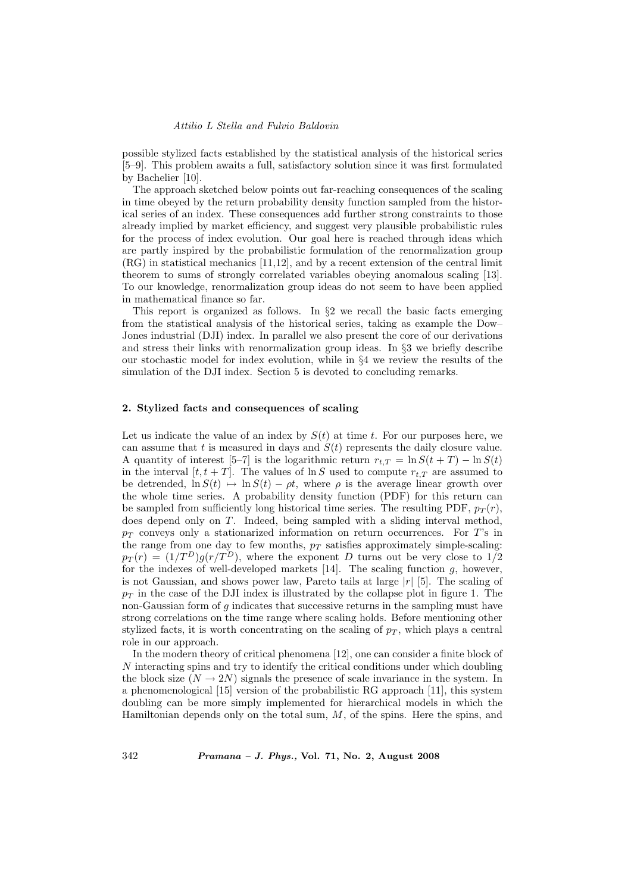possible stylized facts established by the statistical analysis of the historical series [5–9]. This problem awaits a full, satisfactory solution since it was first formulated by Bachelier [10].

The approach sketched below points out far-reaching consequences of the scaling in time obeyed by the return probability density function sampled from the historical series of an index. These consequences add further strong constraints to those already implied by market efficiency, and suggest very plausible probabilistic rules for the process of index evolution. Our goal here is reached through ideas which are partly inspired by the probabilistic formulation of the renormalization group (RG) in statistical mechanics [11,12], and by a recent extension of the central limit theorem to sums of strongly correlated variables obeying anomalous scaling [13]. To our knowledge, renormalization group ideas do not seem to have been applied in mathematical finance so far.

This report is organized as follows. In §2 we recall the basic facts emerging from the statistical analysis of the historical series, taking as example the Dow–Jones industrial (DJI) index. In parallel we also present the core of our derivations and stress their links with renormalization group ideas. In §3 we briefly describe our stochastic model for index evolution, while in §4 we review the results of the simulation of the DJI index. Section 5 is devoted to concluding remarks.

## 2. Stylized facts and consequences of scaling

Let us indicate the value of an index by $S(t)$ at time $t$. For our purposes here, we can assume that $t$ is measured in days and $S(t)$ represents the daily closure value. A quantity of interest [5–7] is the logarithmic return $r_{t,T} = \ln S(t+T) - \ln S(t)$ in the interval $[t, t+T]$. The values of $\ln S$ used to compute $r_{t,T}$ are assumed to be detrended, $\ln S(t) \mapsto \ln S(t) - \rho t$, where $\rho$ is the average linear growth over the whole time series. A probability density function (PDF) for this return can be sampled from sufficiently long historical time series. The resulting PDF, $p_T(r)$, does depend only on $T$. Indeed, being sampled with a sliding interval method, $p_T$ conveys only a stationarized information on return occurrences. For $T$'s in the range from one day to few months, $p_T$ satisfies approximately simple-scaling: $p_T(r) = (1/T^D)g(r/T^D)$, where the exponent $D$ turns out be very close to $1/2$ for the indexes of well-developed markets [14]. The scaling function $g$, however, is not Gaussian, and shows power law, Pareto tails at large $|r|$ [5]. The scaling of $p_T$ in the case of the DJI index is illustrated by the collapse plot in figure 1. The non-Gaussian form of $g$ indicates that successive returns in the sampling must have strong correlations on the time range where scaling holds. Before mentioning other stylized facts, it is worth concentrating on the scaling of $p_T$, which plays a central role in our approach.

In the modern theory of critical phenomena [12], one can consider a finite block of $N$ interacting spins and try to identify the critical conditions under which doubling the block size ($N \to 2N$) signals the presence of scale invariance in the system. In a phenomenological [15] version of the probabilistic RG approach [11], this system doubling can be more simply implemented for hierarchical models in which the Hamiltonian depends only on the total sum, $M$, of the spins. Here the spins, and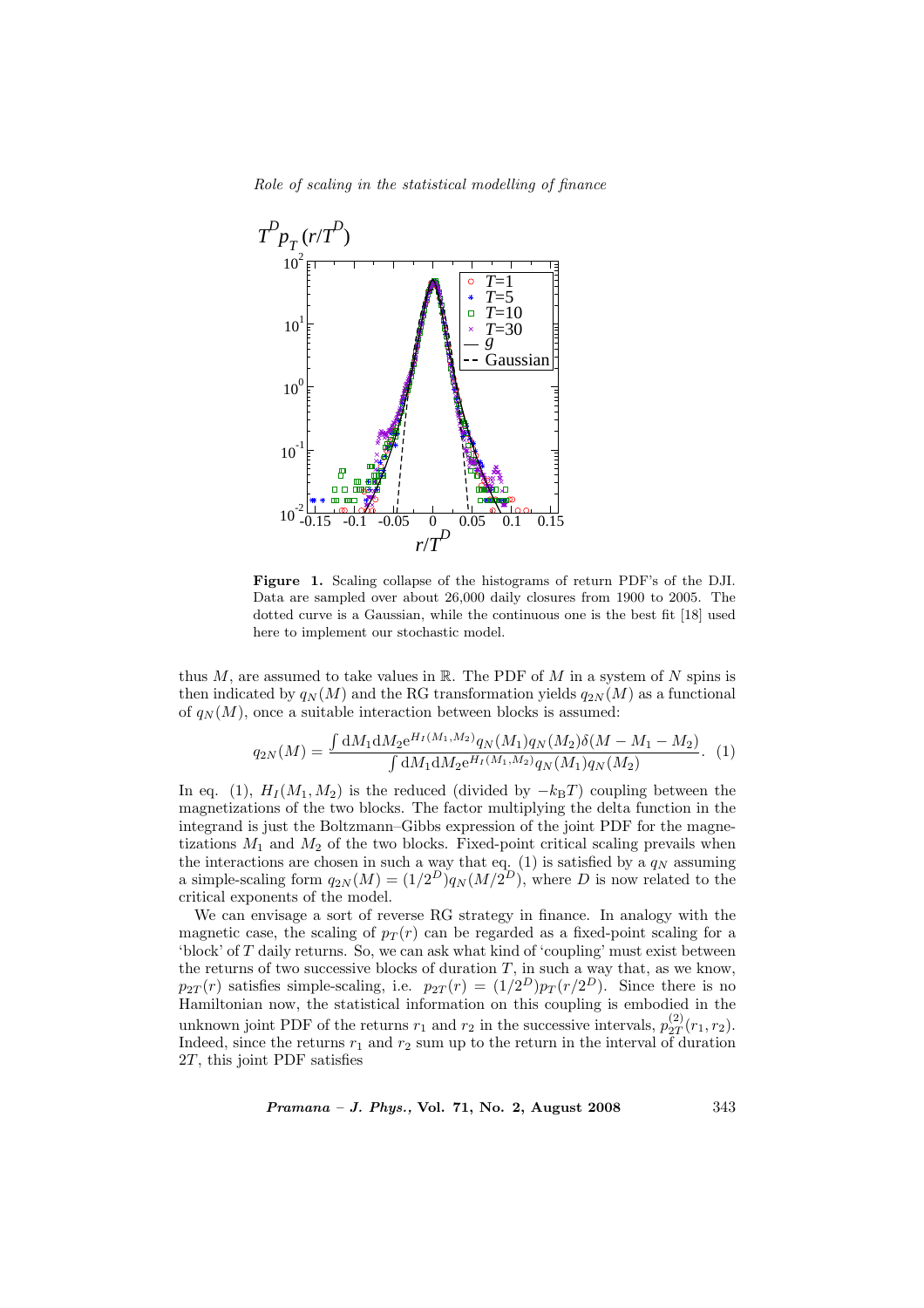**Figure 1.** Scaling collapse of the histograms of return PDF's of the DJI. Data are sampled over about 26,000 daily closures from 1900 to 2005. The dotted curve is a Gaussian, while the continuous one is the best fit [18] used here to implement our stochastic model.

thus $M$, are assumed to take values in $\mathbb{R}$. The PDF of $M$ in a system of $N$ spins is then indicated by $q_N(M)$ and the RG transformation yields $q_{2N}(M)$ as a functional of $q_N(M)$, once a suitable interaction between blocks is assumed:

$$q_{2N}(M) = \frac{\int \mathrm{d}M_1 \mathrm{d}M_2 \mathrm{e}^{H_I(M_1,M_2)} q_N(M_1) q_N(M_2) \delta(M - M_1 - M_2)}{\int \mathrm{d}M_1 \mathrm{d}M_2 \mathrm{e}^{H_I(M_1,M_2)} q_N(M_1) q_N(M_2)}. \quad (1)$$

In eq. (1), $H_I(M_1, M_2)$ is the reduced (divided by $-k_{\mathrm{B}}T$) coupling between the magnetizations of the two blocks. The factor multiplying the delta function in the integrand is just the Boltzmann–Gibbs expression of the joint PDF for the magnetizations $M_1$ and $M_2$ of the two blocks. Fixed-point critical scaling prevails when the interactions are chosen in such a way that eq. (1) is satisfied by a $q_N$ assuming a simple-scaling form $q_{2N}(M) = (1/2^D) q_N(M/2^D)$, where $D$ is now related to the critical exponents of the model.

We can envisage a sort of reverse RG strategy in finance. In analogy with the magnetic case, the scaling of $p_T(r)$ can be regarded as a fixed-point scaling for a 'block' of $T$ daily returns. So, we can ask what kind of 'coupling' must exist between the returns of two successive blocks of duration $T$, in such a way that, as we know, $p_{2T}(r)$ satisfies simple-scaling, i.e. $p_{2T}(r) = (1/2^D) p_T(r/2^D)$. Since there is no Hamiltonian now, the statistical information on this coupling is embodied in the unknown joint PDF of the returns $r_1$ and $r_2$ in the successive intervals, $p_{2T}^{(2)}(r_1, r_2)$. Indeed, since the returns $r_1$ and $r_2$ sum up to the return in the interval of duration $2T$, this joint PDF satisfies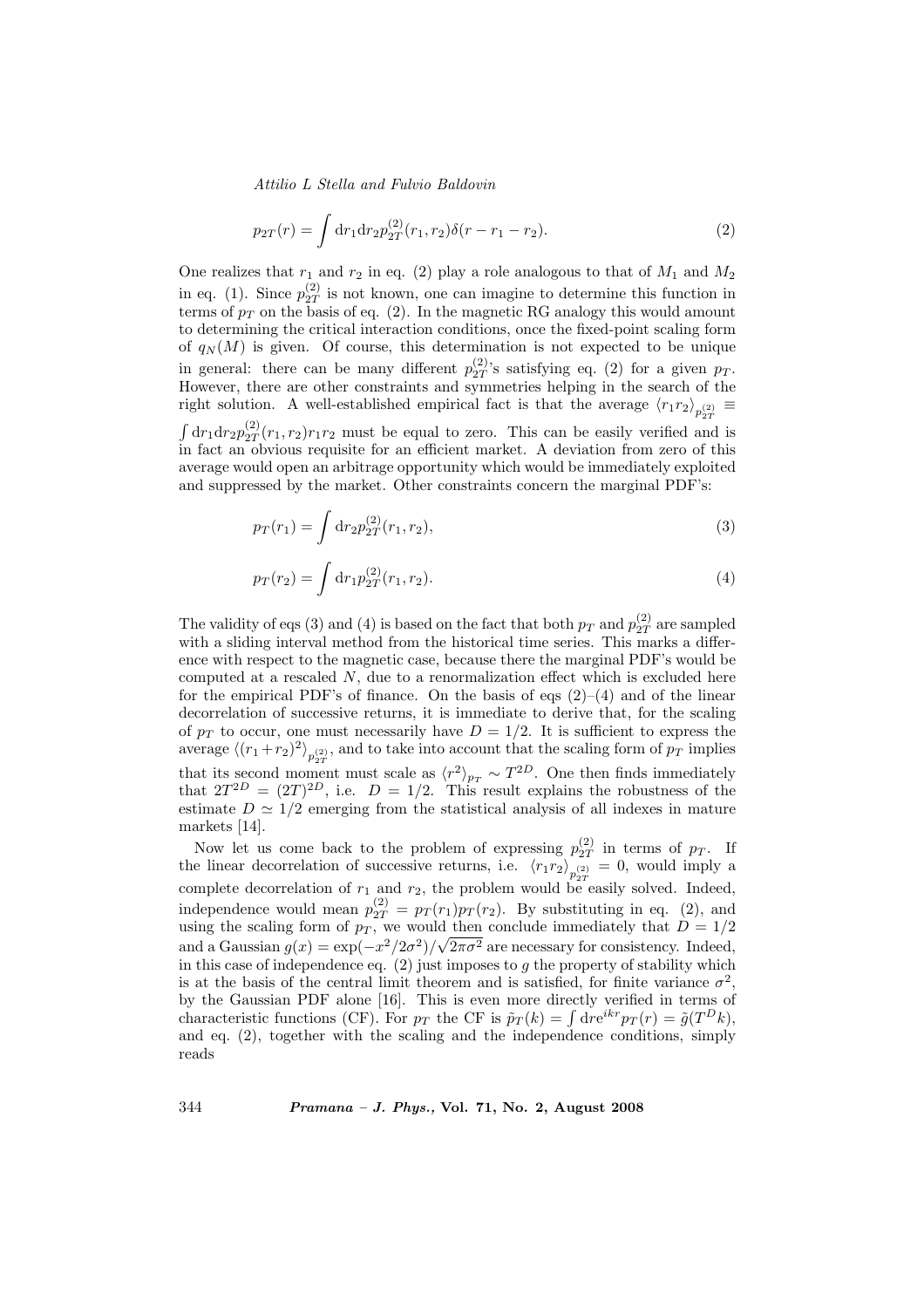$$p_{2T}(r) = \int \mathrm{d}r_1 \mathrm{d}r_2 p_{2T}^{(2)}(r_1, r_2)\delta(r - r_1 - r_2). \tag{2}$$

One realizes that $r_1$ and $r_2$ in eq. (2) play a role analogous to that of $M_1$ and $M_2$ in eq. (1). Since $p_{2T}^{(2)}$ is not known, one can imagine to determine this function in terms of $p_T$ on the basis of eq. (2). In the magnetic RG analogy this would amount to determining the critical interaction conditions, once the fixed-point scaling form of $q_N(M)$ is given. Of course, this determination is not expected to be unique in general: there can be many different $p_{2T}^{(2)}$'s satisfying eq. (2) for a given $p_T$. However, there are other constraints and symmetries helping in the search of the right solution. A well-established empirical fact is that the average $\langle r_1 r_2 \rangle_{p_{2T}^{(2)}} \equiv \int \mathrm{d}r_1 \mathrm{d}r_2 p_{2T}^{(2)}(r_1, r_2) r_1 r_2$ must be equal to zero. This can be easily verified and is in fact an obvious requisite for an efficient market. A deviation from zero of this average would open an arbitrage opportunity which would be immediately exploited and suppressed by the market. Other constraints concern the marginal PDF's:

$$p_T(r_1) = \int \mathrm{d}r_2 p_{2T}^{(2)}(r_1, r_2), \tag{3}$$

$$p_T(r_2) = \int \mathrm{d}r_1 p_{2T}^{(2)}(r_1, r_2). \tag{4}$$

The validity of eqs (3) and (4) is based on the fact that both $p_T$ and $p_{2T}^{(2)}$ are sampled with a sliding interval method from the historical time series. This marks a difference with respect to the magnetic case, because there the marginal PDF's would be computed at a rescaled $N$, due to a renormalization effect which is excluded here for the empirical PDF's of finance. On the basis of eqs (2)–(4) and of the linear decorrelation of successive returns, it is immediate to derive that, for the scaling of $p_T$ to occur, one must necessarily have $D = 1/2$. It is sufficient to express the average $\langle (r_1 + r_2)^2 \rangle_{p_{2T}^{(2)}}$, and to take into account that the scaling form of $p_T$ implies that its second moment must scale as $\langle r^2 \rangle_{p_T} \sim T^{2D}$. One then finds immediately that $2T^{2D} = (2T)^{2D}$, i.e. $D = 1/2$. This result explains the robustness of the estimate $D \simeq 1/2$ emerging from the statistical analysis of all indexes in mature markets [14].

Now let us come back to the problem of expressing $p_{2T}^{(2)}$ in terms of $p_T$. If the linear decorrelation of successive returns, i.e. $\langle r_1 r_2 \rangle_{p_{2T}^{(2)}} = 0$, would imply a complete decorrelation of $r_1$ and $r_2$, the problem would be easily solved. Indeed, independence would mean $p_{2T}^{(2)} = p_T(r_1) p_T(r_2)$. By substituting in eq. (2), and using the scaling form of $p_T$, we would then conclude immediately that $D = 1/2$ and a Gaussian $g(x) = \exp(-x^2/2\sigma^2)/\sqrt{2\pi\sigma^2}$ are necessary for consistency. Indeed, in this case of independence eq. (2) just imposes to $g$ the property of stability which is at the basis of the central limit theorem and is satisfied, for finite variance $\sigma^2$, by the Gaussian PDF alone [16]. This is even more directly verified in terms of characteristic functions (CF). For $p_T$ the CF is $\tilde{p}_T(k) = \int \mathrm{d}r e^{ikr} p_T(r) = \tilde{g}(T^D k)$, and eq. (2), together with the scaling and the independence conditions, simply reads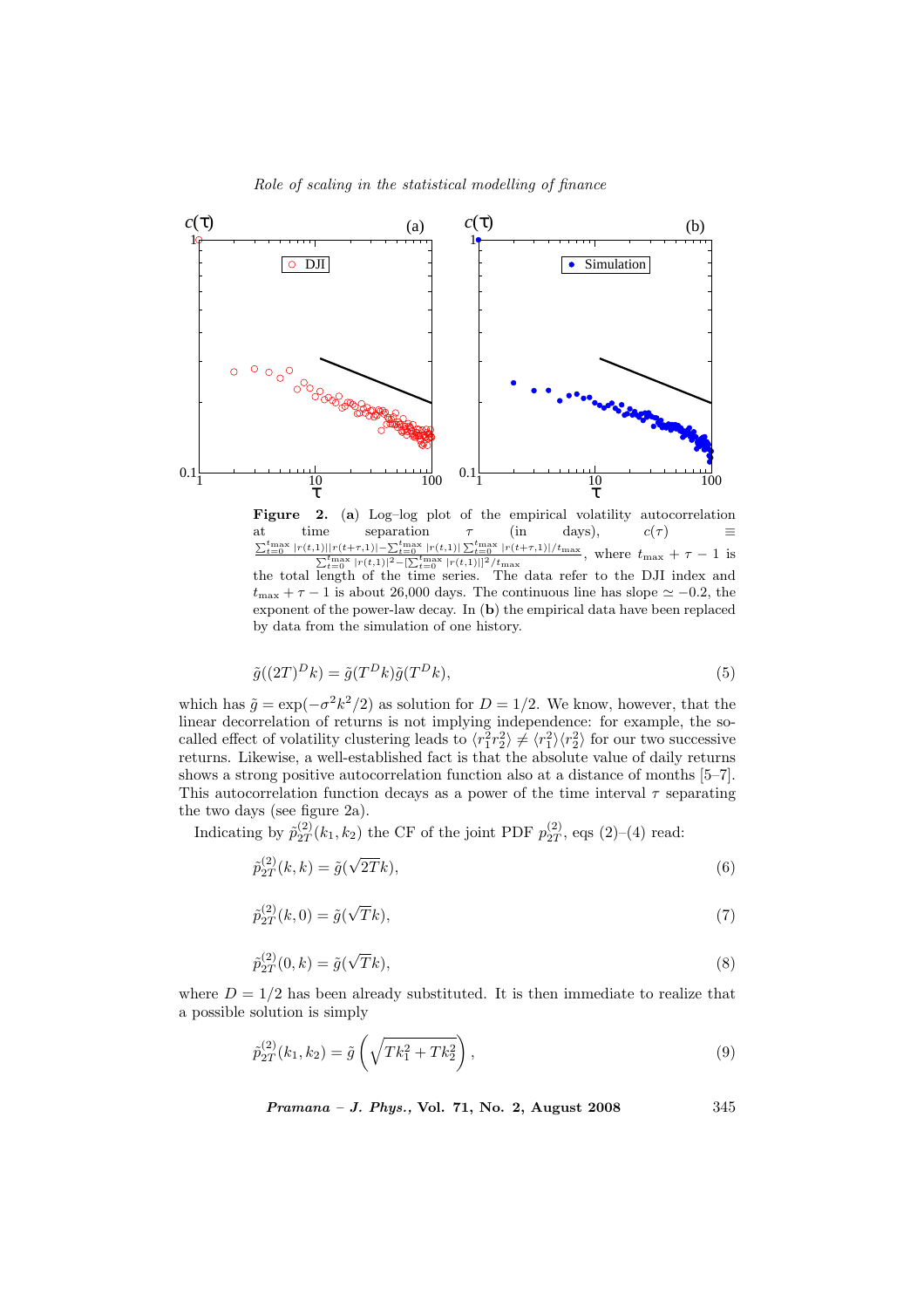**Figure 2.** (**a**) Log–log plot of the empirical volatility autocorrelation at time separation $\tau$ (in days), $c(\tau) \equiv \frac{\sum_{t=0}^{t_{\max}} |r(t,1)||r(t+\tau,1)| - \sum_{t=0}^{t_{\max}} |r(t,1)| \sum_{t=0}^{t_{\max}} |r(t+\tau,1)|/t_{\max}}{\sum_{t=0}^{t_{\max}} |r(t,1)|^2 - [\sum_{t=0}^{t_{\max}} |r(t,1)|]^2/t_{\max}}$, where $t_{\max} + \tau - 1$ is the total length of the time series. The data refer to the DJI index and $t_{\max} + \tau - 1$ is about 26,000 days. The continuous line has slope $\simeq -0.2$, the exponent of the power-law decay. In (**b**) the empirical data have been replaced by data from the simulation of one history.

$$\tilde{g}((2T)^D k) = \tilde{g}(T^D k)\tilde{g}(T^D k), \tag{5}$$

which has $\tilde{g} = \exp(-\sigma^2 k^2/2)$ as solution for $D = 1/2$. We know, however, that the linear decorrelation of returns is not implying independence: for example, the so-called effect of volatility clustering leads to $\langle r_1^2 r_2^2 \rangle \neq \langle r_1^2 \rangle \langle r_2^2 \rangle$ for our two successive returns. Likewise, a well-established fact is that the absolute value of daily returns shows a strong positive autocorrelation function also at a distance of months [5–7]. This autocorrelation function decays as a power of the time interval $\tau$ separating the two days (see figure 2a).

Indicating by $\tilde{p}_{2T}^{(2)}(k_1, k_2)$ the CF of the joint PDF $p_{2T}^{(2)}$, eqs (2)–(4) read:

$$\tilde{p}_{2T}^{(2)}(k, k) = \tilde{g}(\sqrt{2T}k), \tag{6}$$

$$\tilde{p}_{2T}^{(2)}(k, 0) = \tilde{g}(\sqrt{T}k), \tag{7}$$

$$\tilde{p}_{2T}^{(2)}(0, k) = \tilde{g}(\sqrt{T}k), \tag{8}$$

where $D = 1/2$ has been already substituted. It is then immediate to realize that a possible solution is simply

$$\tilde{p}_{2T}^{(2)}(k_1, k_2) = \tilde{g}\left(\sqrt{Tk_1^2 + Tk_2^2}\right), \tag{9}$$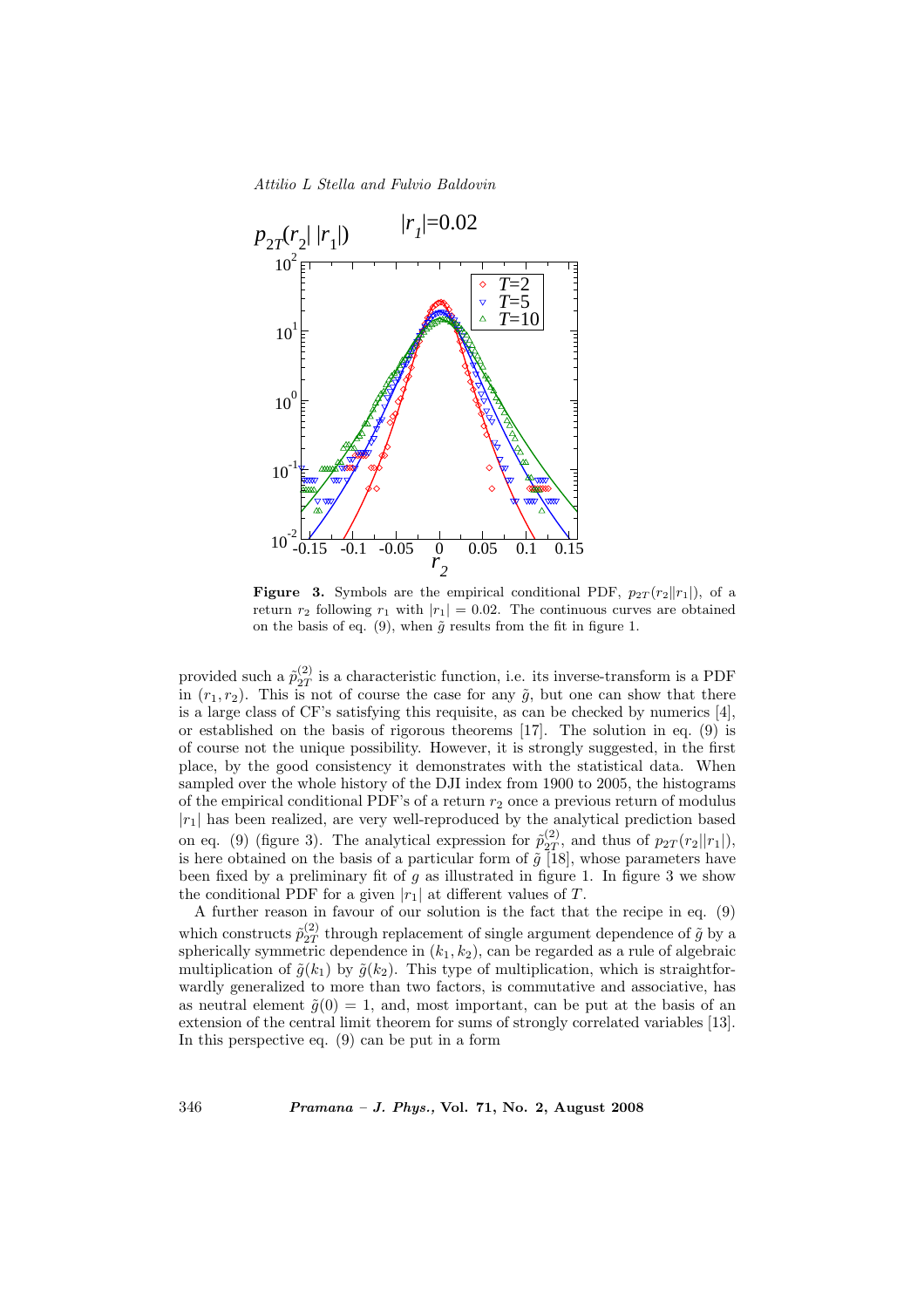**Figure 3.** Symbols are the empirical conditional PDF, $p_{2T}(r_2||r_1|)$, of a return $r_2$ following $r_1$ with $|r_1| = 0.02$. The continuous curves are obtained on the basis of eq. (9), when $\tilde{g}$ results from the fit in figure 1.

provided such a $\tilde{p}^{(2)}_{2T}$ is a characteristic function, i.e. its inverse-transform is a PDF in $(r_1, r_2)$. This is not of course the case for any $\tilde{g}$, but one can show that there is a large class of CF's satisfying this requisite, as can be checked by numerics [4], or established on the basis of rigorous theorems [17]. The solution in eq. (9) is of course not the unique possibility. However, it is strongly suggested, in the first place, by the good consistency it demonstrates with the statistical data. When sampled over the whole history of the DJI index from 1900 to 2005, the histograms of the empirical conditional PDF's of a return $r_2$ once a previous return of modulus $|r_1|$ has been realized, are very well-reproduced by the analytical prediction based on eq. (9) (figure 3). The analytical expression for $\tilde{p}^{(2)}_{2T}$, and thus of $p_{2T}(r_2||r_1|)$, is here obtained on the basis of a particular form of $\tilde{g}$ [18], whose parameters have been fixed by a preliminary fit of $g$ as illustrated in figure 1. In figure 3 we show the conditional PDF for a given $|r_1|$ at different values of $T$.

A further reason in favour of our solution is the fact that the recipe in eq. (9) which constructs $\tilde{p}^{(2)}_{2T}$ through replacement of single argument dependence of $\tilde{g}$ by a spherically symmetric dependence in $(k_1, k_2)$, can be regarded as a rule of algebraic multiplication of $\tilde{g}(k_1)$ by $\tilde{g}(k_2)$. This type of multiplication, which is straightforwardly generalized to more than two factors, is commutative and associative, has as neutral element $\tilde{g}(0) = 1$, and, most important, can be put at the basis of an extension of the central limit theorem for sums of strongly correlated variables [13]. In this perspective eq. (9) can be put in a form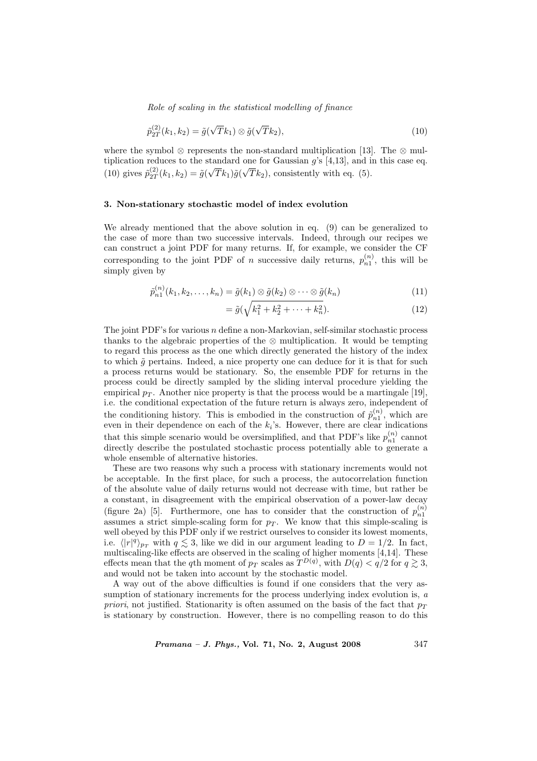$$\tilde{p}^{(2)}_{2T}(k_1, k_2) = \tilde{g}(\sqrt{T}k_1) \otimes \tilde{g}(\sqrt{T}k_2), \tag{10}$$

where the symbol $\otimes$ represents the non-standard multiplication [13]. The $\otimes$ multiplication reduces to the standard one for Gaussian $g$'s [4,13], and in this case eq. (10) gives $\tilde{p}^{(2)}_{2T}(k_1, k_2) = \tilde{g}(\sqrt{T}k_1)\tilde{g}(\sqrt{T}k_2)$, consistently with eq. (5).

### 3. Non-stationary stochastic model of index evolution

We already mentioned that the above solution in eq. (9) can be generalized to the case of more than two successive intervals. Indeed, through our recipes we can construct a joint PDF for many returns. If, for example, we consider the CF corresponding to the joint PDF of $n$ successive daily returns, $p^{(n)}_{n1}$, this will be simply given by

$$\tilde{p}^{(n)}_{n1}(k_1, k_2, \ldots, k_n) = \tilde{g}(k_1) \otimes \tilde{g}(k_2) \otimes \cdots \otimes \tilde{g}(k_n) \tag{11}$$

$$= \tilde{g}(\sqrt{k_1^2 + k_2^2 + \cdots + k_n^2}). \tag{12}$$

The joint PDF's for various $n$ define a non-Markovian, self-similar stochastic process thanks to the algebraic properties of the $\otimes$ multiplication. It would be tempting to regard this process as the one which directly generated the history of the index to which $\tilde{g}$ pertains. Indeed, a nice property one can deduce for it is that for such a process returns would be stationary. So, the ensemble PDF for returns in the process could be directly sampled by the sliding interval procedure yielding the empirical $p_T$. Another nice property is that the process would be a martingale [19], i.e. the conditional expectation of the future return is always zero, independent of the conditioning history. This is embodied in the construction of $\tilde{p}^{(n)}_{n1}$, which are even in their dependence on each of the $k_i$'s. However, there are clear indications that this simple scenario would be oversimplified, and that PDF's like $p^{(n)}_{n1}$ cannot directly describe the postulated stochastic process potentially able to generate a whole ensemble of alternative histories.

These are two reasons why such a process with stationary increments would not be acceptable. In the first place, for such a process, the autocorrelation function of the absolute value of daily returns would not decrease with time, but rather be a constant, in disagreement with the empirical observation of a power-law decay (figure 2a) [5]. Furthermore, one has to consider that the construction of $p^{(n)}_{n1}$ assumes a strict simple-scaling form for $p_T$. We know that this simple-scaling is well obeyed by this PDF only if we restrict ourselves to consider its lowest moments, i.e. $\langle |r|^q \rangle_{p_T}$ with $q \lesssim 3$, like we did in our argument leading to $D = 1/2$. In fact, multiscaling-like effects are observed in the scaling of higher moments [4,14]. These effects mean that the $q$th moment of $p_T$ scales as $T^{D(q)}$, with $D(q) < q/2$ for $q \gtrsim 3$, and would not be taken into account by the stochastic model.

A way out of the above difficulties is found if one considers that the very assumption of stationary increments for the process underlying index evolution is, *a priori*, not justified. Stationarity is often assumed on the basis of the fact that $p_T$ is stationary by construction. However, there is no compelling reason to do this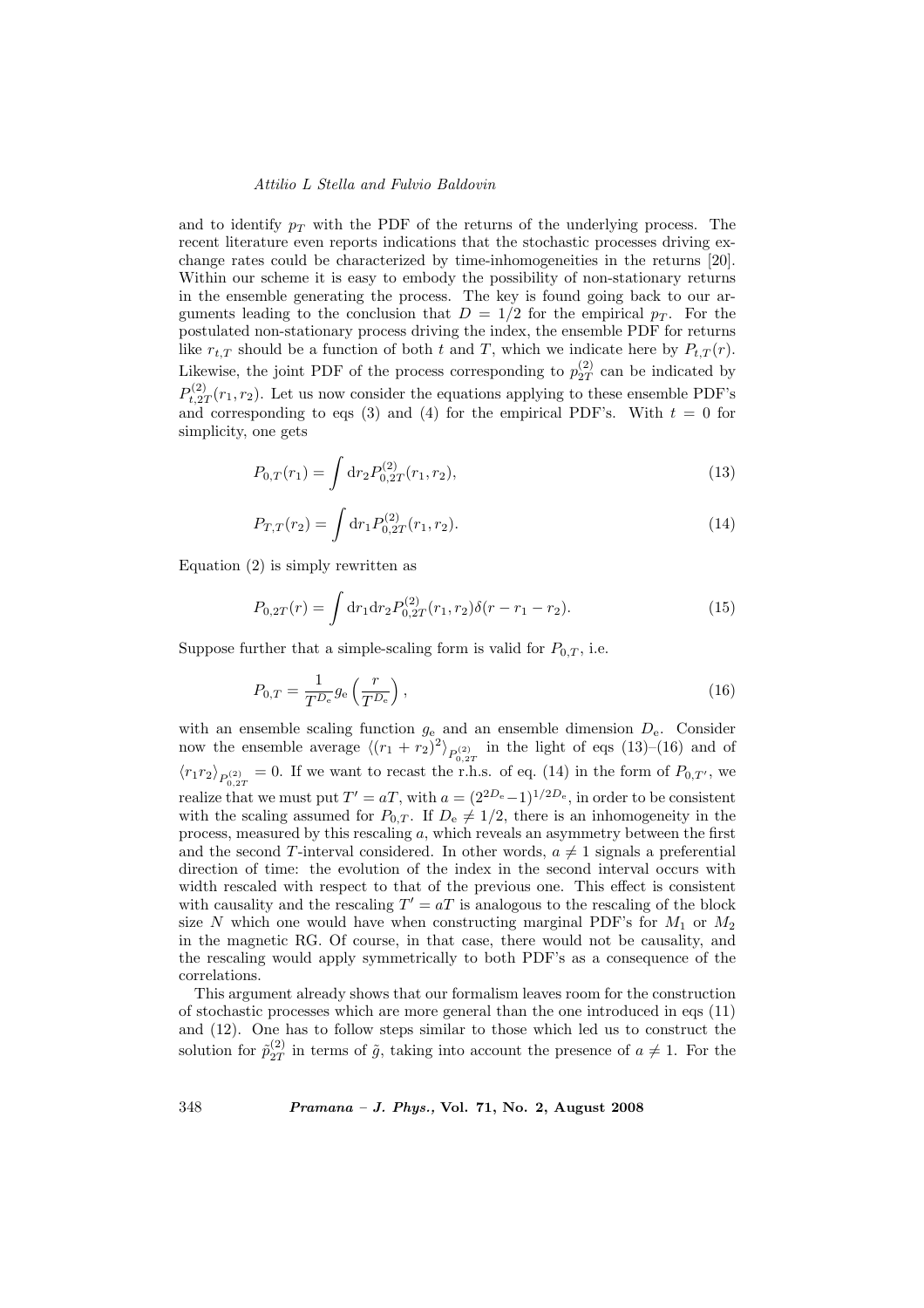and to identify $p_T$ with the PDF of the returns of the underlying process. The recent literature even reports indications that the stochastic processes driving exchange rates could be characterized by time-inhomogeneities in the returns [20]. Within our scheme it is easy to embody the possibility of non-stationary returns in the ensemble generating the process. The key is found going back to our arguments leading to the conclusion that $D = 1/2$ for the empirical $p_T$. For the postulated non-stationary process driving the index, the ensemble PDF for returns like $r_{t,T}$ should be a function of both $t$ and $T$, which we indicate here by $P_{t,T}(r)$. Likewise, the joint PDF of the process corresponding to $p_{2T}^{(2)}$ can be indicated by $P_{t,2T}^{(2)}(r_1, r_2)$. Let us now consider the equations applying to these ensemble PDF's and corresponding to eqs (3) and (4) for the empirical PDF's. With $t = 0$ for simplicity, one gets

$$P_{0,T}(r_1) = \int \mathrm{d}r_2 P_{0,2T}^{(2)}(r_1, r_2), \tag{13}$$

$$P_{T,T}(r_2) = \int \mathrm{d}r_1 P_{0,2T}^{(2)}(r_1, r_2). \tag{14}$$

Equation (2) is simply rewritten as

$$P_{0,2T}(r) = \int \mathrm{d}r_1 \mathrm{d}r_2 P_{0,2T}^{(2)}(r_1, r_2) \delta(r - r_1 - r_2). \tag{15}$$

Suppose further that a simple-scaling form is valid for $P_{0,T}$, i.e.

$$P_{0,T} = \frac{1}{T^{D_\mathrm{e}}} g_\mathrm{e}\left(\frac{r}{T^{D_\mathrm{e}}}\right), \tag{16}$$

with an ensemble scaling function $g_\mathrm{e}$ and an ensemble dimension $D_\mathrm{e}$. Consider now the ensemble average $\langle (r_1 + r_2)^2 \rangle_{P_{0,2T}^{(2)}}$ in the light of eqs (13)–(16) and of $\langle r_1 r_2 \rangle_{P_{0,2T}^{(2)}} = 0$. If we want to recast the r.h.s. of eq. (14) in the form of $P_{0,T'}$, we realize that we must put $T' = aT$, with $a = (2^{2D_\mathrm{e}} - 1)^{1/2D_\mathrm{e}}$, in order to be consistent with the scaling assumed for $P_{0,T}$. If $D_\mathrm{e} \neq 1/2$, there is an inhomogeneity in the process, measured by this rescaling $a$, which reveals an asymmetry between the first and the second $T$-interval considered. In other words, $a \neq 1$ signals a preferential direction of time: the evolution of the index in the second interval occurs with width rescaled with respect to that of the previous one. This effect is consistent with causality and the rescaling $T' = aT$ is analogous to the rescaling of the block size $N$ which one would have when constructing marginal PDF's for $M_1$ or $M_2$ in the magnetic RG. Of course, in that case, there would not be causality, and the rescaling would apply symmetrically to both PDF's as a consequence of the correlations.

This argument already shows that our formalism leaves room for the construction of stochastic processes which are more general than the one introduced in eqs (11) and (12). One has to follow steps similar to those which led us to construct the solution for $\tilde{p}_{2T}^{(2)}$ in terms of $\tilde{g}$, taking into account the presence of $a \neq 1$. For the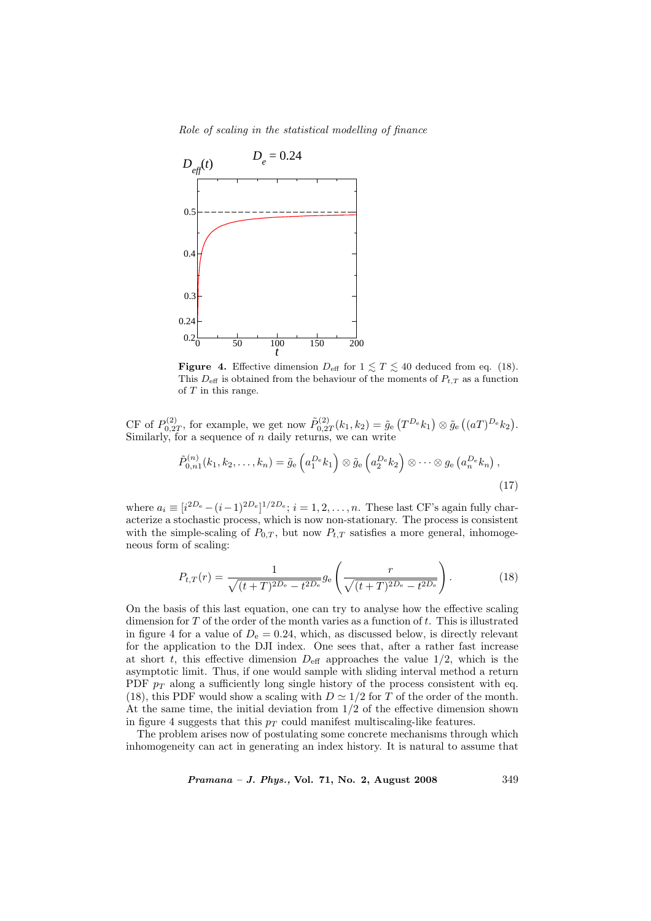**Figure 4.** Effective dimension $D_{\rm eff}$ for $1 \lesssim T \lesssim 40$ deduced from eq. (18). This $D_{\rm eff}$ is obtained from the behaviour of the moments of $P_{t,T}$ as a function of $T$ in this range.

CF of $P^{(2)}_{0,2T}$, for example, we get now $\tilde{P}^{(2)}_{0,2T}(k_1, k_2) = \tilde{g}_{\rm e}\left(T^{D_{\rm e}} k_1\right) \otimes \tilde{g}_{\rm e}\left((aT)^{D_{\rm e}} k_2\right)$. Similarly, for a sequence of $n$ daily returns, we can write

$$\tilde{P}^{(n)}_{0,n1}(k_1, k_2, \ldots, k_n) = \tilde{g}_{\rm e}\left(a_1^{D_{\rm e}} k_1\right) \otimes \tilde{g}_{\rm e}\left(a_2^{D_{\rm e}} k_2\right) \otimes \cdots \otimes g_{\rm e}\left(a_n^{D_{\rm e}} k_n\right), \tag{17}$$

where $a_i \equiv [i^{2D_{\rm e}} - (i-1)^{2D_{\rm e}}]^{1/2D_{\rm e}}$; $i = 1, 2, \ldots, n$. These last CF's again fully characterize a stochastic process, which is now non-stationary. The process is consistent with the simple-scaling of $P_{0,T}$, but now $P_{t,T}$ satisfies a more general, inhomogeneous form of scaling:

$$P_{t,T}(r) = \frac{1}{\sqrt{(t+T)^{2D_{\rm e}} - t^{2D_{\rm e}}}}\, g_{\rm e}\left(\frac{r}{\sqrt{(t+T)^{2D_{\rm e}} - t^{2D_{\rm e}}}}\right). \tag{18}$$

On the basis of this last equation, one can try to analyse how the effective scaling dimension for $T$ of the order of the month varies as a function of $t$. This is illustrated in figure 4 for a value of $D_{\rm e} = 0.24$, which, as discussed below, is directly relevant for the application to the DJI index. One sees that, after a rather fast increase at short $t$, this effective dimension $D_{\rm eff}$ approaches the value $1/2$, which is the asymptotic limit. Thus, if one would sample with sliding interval method a return PDF $p_T$ along a sufficiently long single history of the process consistent with eq. (18), this PDF would show a scaling with $D \simeq 1/2$ for $T$ of the order of the month. At the same time, the initial deviation from $1/2$ of the effective dimension shown in figure 4 suggests that this $p_T$ could manifest multiscaling-like features.

The problem arises now of postulating some concrete mechanisms through which inhomogeneity can act in generating an index history. It is natural to assume that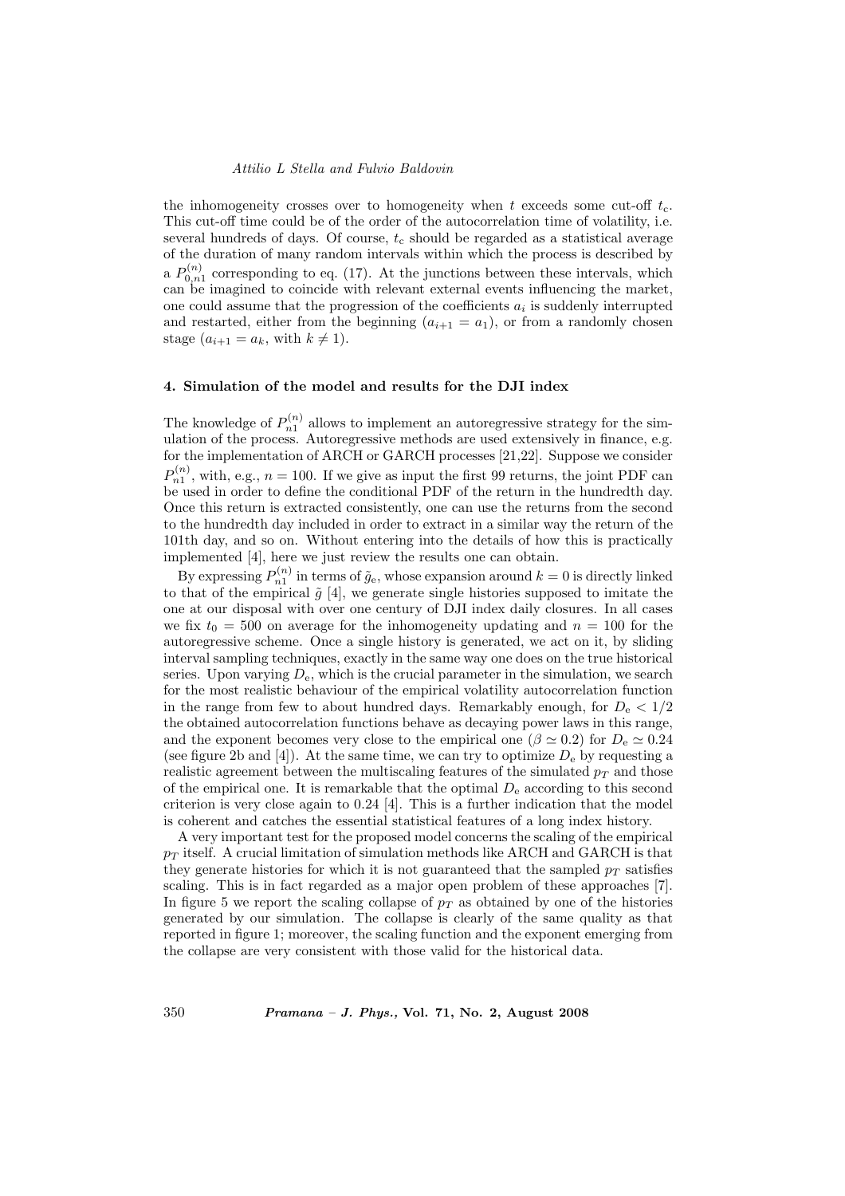the inhomogeneity crosses over to homogeneity when $t$ exceeds some cut-off $t_c$. This cut-off time could be of the order of the autocorrelation time of volatility, i.e. several hundreds of days. Of course, $t_c$ should be regarded as a statistical average of the duration of many random intervals within which the process is described by a $P_{0,n1}^{(n)}$ corresponding to eq. (17). At the junctions between these intervals, which can be imagined to coincide with relevant external events influencing the market, one could assume that the progression of the coefficients $a_i$ is suddenly interrupted and restarted, either from the beginning ($a_{i+1} = a_1$), or from a randomly chosen stage ($a_{i+1} = a_k$, with $k \neq 1$).

## 4. Simulation of the model and results for the DJI index

The knowledge of $P_{n1}^{(n)}$ allows to implement an autoregressive strategy for the simulation of the process. Autoregressive methods are used extensively in finance, e.g. for the implementation of ARCH or GARCH processes [21,22]. Suppose we consider $P_{n1}^{(n)}$, with, e.g., $n = 100$. If we give as input the first 99 returns, the joint PDF can be used in order to define the conditional PDF of the return in the hundredth day. Once this return is extracted consistently, one can use the returns from the second to the hundredth day included in order to extract in a similar way the return of the 101th day, and so on. Without entering into the details of how this is practically implemented [4], here we just review the results one can obtain.

By expressing $P_{n1}^{(n)}$ in terms of $\tilde{g}_e$, whose expansion around $k = 0$ is directly linked to that of the empirical $\tilde{g}$ [4], we generate single histories supposed to imitate the one at our disposal with over one century of DJI index daily closures. In all cases we fix $t_0 = 500$ on average for the inhomogeneity updating and $n = 100$ for the autoregressive scheme. Once a single history is generated, we act on it, by sliding interval sampling techniques, exactly in the same way one does on the true historical series. Upon varying $D_e$, which is the crucial parameter in the simulation, we search for the most realistic behaviour of the empirical volatility autocorrelation function in the range from few to about hundred days. Remarkably enough, for $D_e < 1/2$ the obtained autocorrelation functions behave as decaying power laws in this range, and the exponent becomes very close to the empirical one ($\beta \simeq 0.2$) for $D_e \simeq 0.24$ (see figure 2b and [4]). At the same time, we can try to optimize $D_e$ by requesting a realistic agreement between the multiscaling features of the simulated $p_T$ and those of the empirical one. It is remarkable that the optimal $D_e$ according to this second criterion is very close again to 0.24 [4]. This is a further indication that the model is coherent and catches the essential statistical features of a long index history.

A very important test for the proposed model concerns the scaling of the empirical $p_T$ itself. A crucial limitation of simulation methods like ARCH and GARCH is that they generate histories for which it is not guaranteed that the sampled $p_T$ satisfies scaling. This is in fact regarded as a major open problem of these approaches [7]. In figure 5 we report the scaling collapse of $p_T$ as obtained by one of the histories generated by our simulation. The collapse is clearly of the same quality as that reported in figure 1; moreover, the scaling function and the exponent emerging from the collapse are very consistent with those valid for the historical data.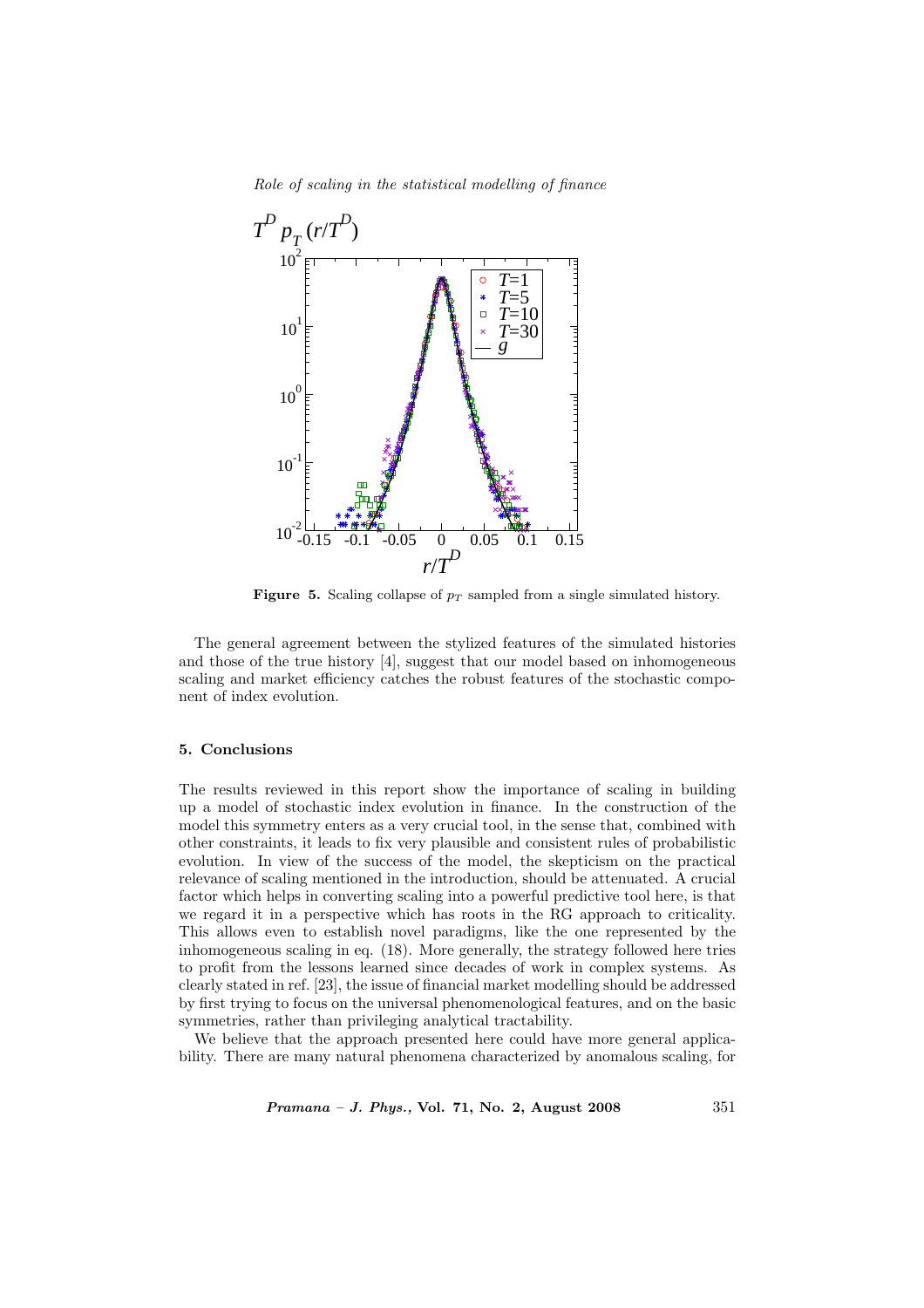**Figure 5.** Scaling collapse of $p_T$ sampled from a single simulated history.

The general agreement between the stylized features of the simulated histories and those of the true history [4], suggest that our model based on inhomogeneous scaling and market efficiency catches the robust features of the stochastic component of index evolution.

### 5. Conclusions

The results reviewed in this report show the importance of scaling in building up a model of stochastic index evolution in finance. In the construction of the model this symmetry enters as a very crucial tool, in the sense that, combined with other constraints, it leads to fix very plausible and consistent rules of probabilistic evolution. In view of the success of the model, the skepticism on the practical relevance of scaling mentioned in the introduction, should be attenuated. A crucial factor which helps in converting scaling into a powerful predictive tool here, is that we regard it in a perspective which has roots in the RG approach to criticality. This allows even to establish novel paradigms, like the one represented by the inhomogeneous scaling in eq. (18). More generally, the strategy followed here tries to profit from the lessons learned since decades of work in complex systems. As clearly stated in ref. [23], the issue of financial market modelling should be addressed by first trying to focus on the universal phenomenological features, and on the basic symmetries, rather than privileging analytical tractability.

We believe that the approach presented here could have more general applicability. There are many natural phenomena characterized by anomalous scaling, for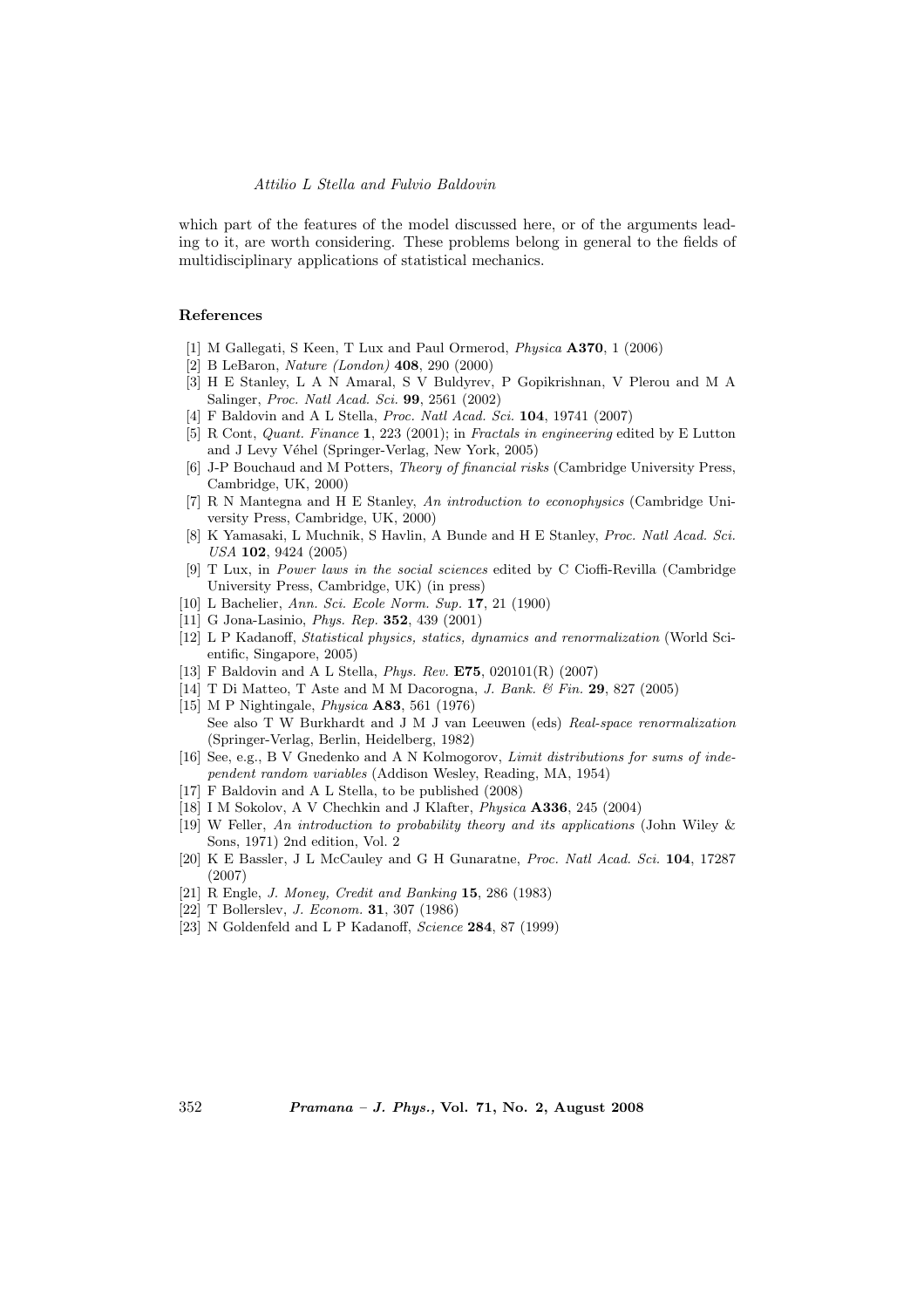which part of the features of the model discussed here, or of the arguments leading to it, are worth considering. These problems belong in general to the fields of multidisciplinary applications of statistical mechanics.

## References

[1] M Gallegati, S Keen, T Lux and Paul Ormerod, *Physica* **A370**, 1 (2006)

[2] B LeBaron, *Nature (London)* **408**, 290 (2000)

[3] H E Stanley, L A N Amaral, S V Buldyrev, P Gopikrishnan, V Plerou and M A Salinger, *Proc. Natl Acad. Sci.* **99**, 2561 (2002)

[4] F Baldovin and A L Stella, *Proc. Natl Acad. Sci.* **104**, 19741 (2007)

[5] R Cont, *Quant. Finance* **1**, 223 (2001); in *Fractals in engineering* edited by E Lutton and J Levy Véhel (Springer-Verlag, New York, 2005)

[6] J-P Bouchaud and M Potters, *Theory of financial risks* (Cambridge University Press, Cambridge, UK, 2000)

[7] R N Mantegna and H E Stanley, *An introduction to econophysics* (Cambridge University Press, Cambridge, UK, 2000)

[8] K Yamasaki, L Muchnik, S Havlin, A Bunde and H E Stanley, *Proc. Natl Acad. Sci. USA* **102**, 9424 (2005)

[9] T Lux, in *Power laws in the social sciences* edited by C Cioffi-Revilla (Cambridge University Press, Cambridge, UK) (in press)

[10] L Bachelier, *Ann. Sci. Ecole Norm. Sup.* **17**, 21 (1900)

[11] G Jona-Lasinio, *Phys. Rep.* **352**, 439 (2001)

[12] L P Kadanoff, *Statistical physics, statics, dynamics and renormalization* (World Scientific, Singapore, 2005)

[13] F Baldovin and A L Stella, *Phys. Rev.* **E75**, 020101(R) (2007)

[14] T Di Matteo, T Aste and M M Dacorogna, *J. Bank. & Fin.* **29**, 827 (2005)

[15] M P Nightingale, *Physica* **A83**, 561 (1976)
See also T W Burkhardt and J M J van Leeuwen (eds) *Real-space renormalization* (Springer-Verlag, Berlin, Heidelberg, 1982)

[16] See, e.g., B V Gnedenko and A N Kolmogorov, *Limit distributions for sums of independent random variables* (Addison Wesley, Reading, MA, 1954)

[17] F Baldovin and A L Stella, to be published (2008)

[18] I M Sokolov, A V Chechkin and J Klafter, *Physica* **A336**, 245 (2004)

[19] W Feller, *An introduction to probability theory and its applications* (John Wiley & Sons, 1971) 2nd edition, Vol. 2

[20] K E Bassler, J L McCauley and G H Gunaratne, *Proc. Natl Acad. Sci.* **104**, 17287 (2007)

[21] R Engle, *J. Money, Credit and Banking* **15**, 286 (1983)

[22] T Bollerslev, *J. Econom.* **31**, 307 (1986)

[23] N Goldenfeld and L P Kadanoff, *Science* **284**, 87 (1999)